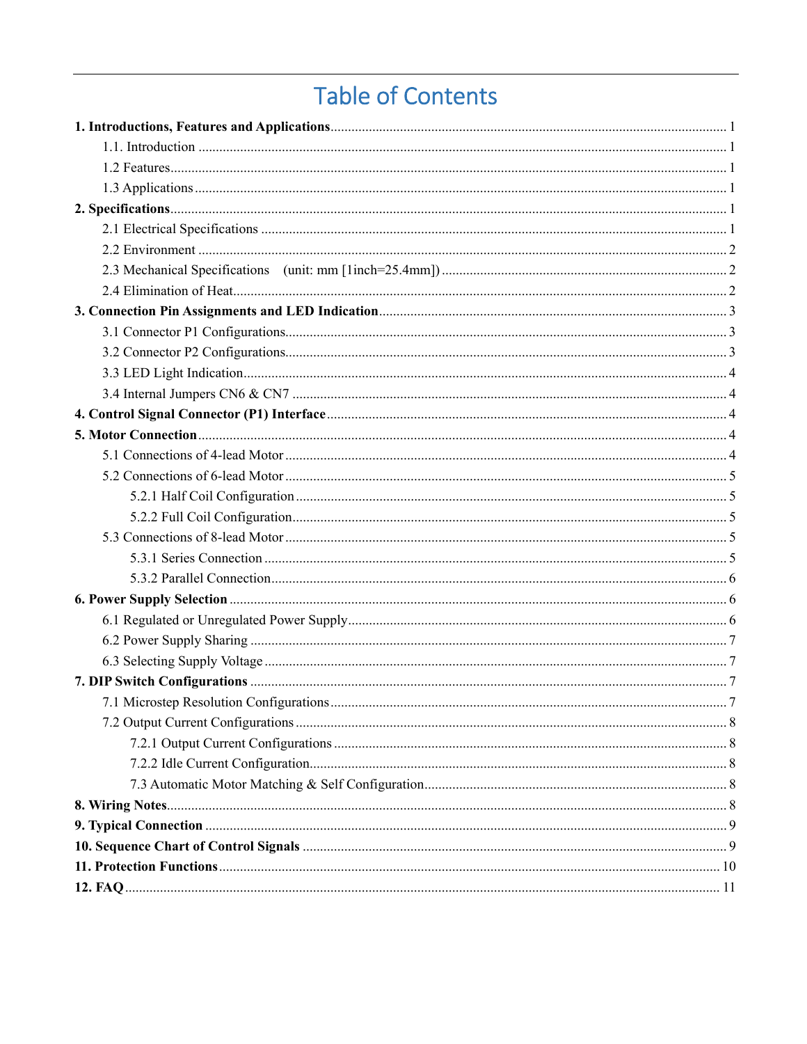# Table of Contents

**1. Introductions, Features and Applications** ..... 1

- 1.1. Introduction ..... 1
- 1.2 Features ..... 1
- 1.3 Applications ..... 1

**2. Specifications** ..... 1

- 2.1 Electrical Specifications ..... 1
- 2.2 Environment ..... 2
- 2.3 Mechanical Specifications (unit: mm [1inch=25.4mm]) ..... 2
- 2.4 Elimination of Heat ..... 2

**3. Connection Pin Assignments and LED Indication** ..... 3

- 3.1 Connector P1 Configurations ..... 3
- 3.2 Connector P2 Configurations ..... 3
- 3.3 LED Light Indication ..... 4
- 3.4 Internal Jumpers CN6 & CN7 ..... 4

**4. Control Signal Connector (P1) Interface** ..... 4

**5. Motor Connection** ..... 4

- 5.1 Connections of 4-lead Motor ..... 4
- 5.2 Connections of 6-lead Motor ..... 5
  - 5.2.1 Half Coil Configuration ..... 5
  - 5.2.2 Full Coil Configuration ..... 5
- 5.3 Connections of 8-lead Motor ..... 5
  - 5.3.1 Series Connection ..... 5
  - 5.3.2 Parallel Connection ..... 6

**6. Power Supply Selection** ..... 6

- 6.1 Regulated or Unregulated Power Supply ..... 6
- 6.2 Power Supply Sharing ..... 7
- 6.3 Selecting Supply Voltage ..... 7

**7. DIP Switch Configurations** ..... 7

- 7.1 Microstep Resolution Configurations ..... 7
- 7.2 Output Current Configurations ..... 8
  - 7.2.1 Output Current Configurations ..... 8
  - 7.2.2 Idle Current Configuration ..... 8
  - 7.3 Automatic Motor Matching & Self Configuration ..... 8

**8. Wiring Notes** ..... 8

**9. Typical Connection** ..... 9

**10. Sequence Chart of Control Signals** ..... 9

**11. Protection Functions** ..... 10

**12. FAQ** ..... 11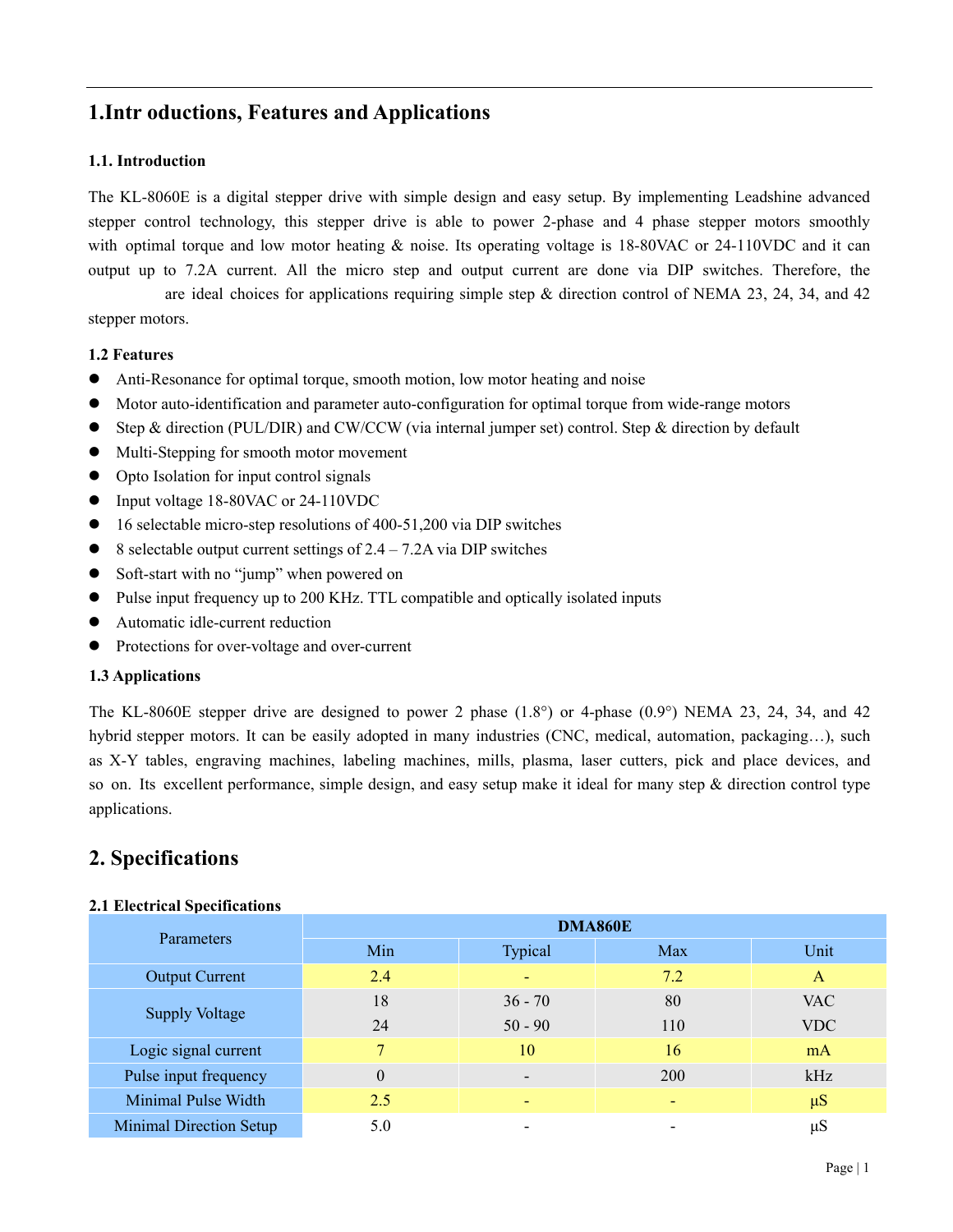# 1.Intr oductions, Features and Applications

### 1.1. Introduction

The KL-8060E is a digital stepper drive with simple design and easy setup. By implementing Leadshine advanced stepper control technology, this stepper drive is able to power 2-phase and 4 phase stepper motors smoothly with optimal torque and low motor heating & noise. Its operating voltage is 18-80VAC or 24-110VDC and it can output up to 7.2A current. All the micro step and output current are done via DIP switches. Therefore, the are ideal choices for applications requiring simple step & direction control of NEMA 23, 24, 34, and 42 stepper motors.

### 1.2 Features

- Anti-Resonance for optimal torque, smooth motion, low motor heating and noise
- Motor auto-identification and parameter auto-configuration for optimal torque from wide-range motors
- Step & direction (PUL/DIR) and CW/CCW (via internal jumper set) control. Step & direction by default
- Multi-Stepping for smooth motor movement
- Opto Isolation for input control signals
- Input voltage 18-80VAC or 24-110VDC
- 16 selectable micro-step resolutions of 400-51,200 via DIP switches
- 8 selectable output current settings of 2.4 – 7.2A via DIP switches
- Soft-start with no "jump" when powered on
- Pulse input frequency up to 200 KHz. TTL compatible and optically isolated inputs
- Automatic idle-current reduction
- Protections for over-voltage and over-current

### 1.3 Applications

The KL-8060E stepper drive are designed to power 2 phase (1.8°) or 4-phase (0.9°) NEMA 23, 24, 34, and 42 hybrid stepper motors. It can be easily adopted in many industries (CNC, medical, automation, packaging…), such as X-Y tables, engraving machines, labeling machines, mills, plasma, laser cutters, pick and place devices, and so on. Its excellent performance, simple design, and easy setup make it ideal for many step & direction control type applications.

# 2. Specifications

### 2.1 Electrical Specifications

| Parameters | DMA860E | | | |
|---|---|---|---|---|
| | Min | Typical | Max | Unit |
| Output Current | 2.4 | - | 7.2 | A |
| Supply Voltage | 18 | 36 - 70 | 80 | VAC |
| | 24 | 50 - 90 | 110 | VDC |
| Logic signal current | 7 | 10 | 16 | mA |
| Pulse input frequency | 0 | - | 200 | kHz |
| Minimal Pulse Width | 2.5 | - | - | μS |
| Minimal Direction Setup | 5.0 | - | - | μS |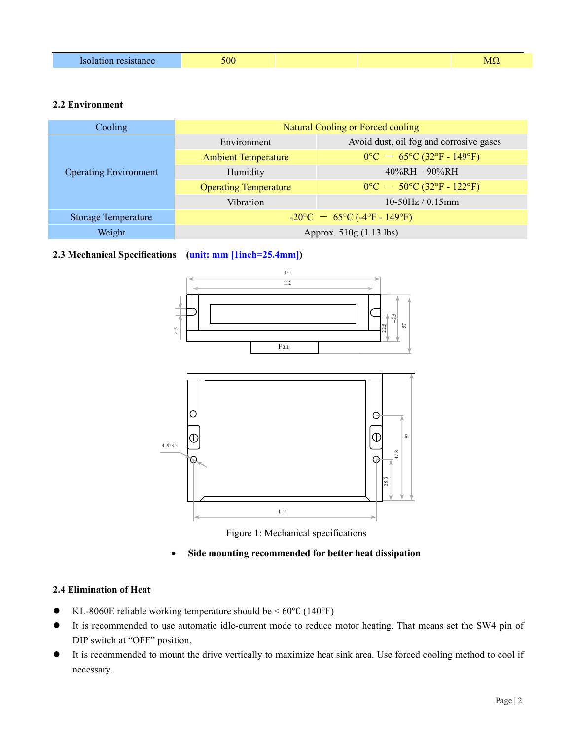| Isolation resistance | 500 | | | MΩ |
|---|---|---|---|---|

### 2.2 Environment

| Cooling | Natural Cooling or Forced cooling | |
|---|---|---|
| Operating Environment | Environment | Avoid dust, oil fog and corrosive gases |
| | Ambient Temperature | 0°C — 65°C (32°F - 149°F) |
| | Humidity | 40%RH—90%RH |
| | Operating Temperature | 0°C — 50°C (32°F - 122°F) |
| | Vibration | 10-50Hz / 0.15mm |
| Storage Temperature | -20°C — 65°C (-4°F - 149°F) | |
| Weight | Approx. 510g (1.13 lbs) | |

### 2.3 Mechanical Specifications (unit: mm [1inch=25.4mm])

Figure 1: Mechanical specifications

- **Side mounting recommended for better heat dissipation**

### 2.4 Elimination of Heat

- KL-8060E reliable working temperature should be < 60℃ (140°F)
- It is recommended to use automatic idle-current mode to reduce motor heating. That means set the SW4 pin of DIP switch at "OFF" position.
- It is recommended to mount the drive vertically to maximize heat sink area. Use forced cooling method to cool if necessary.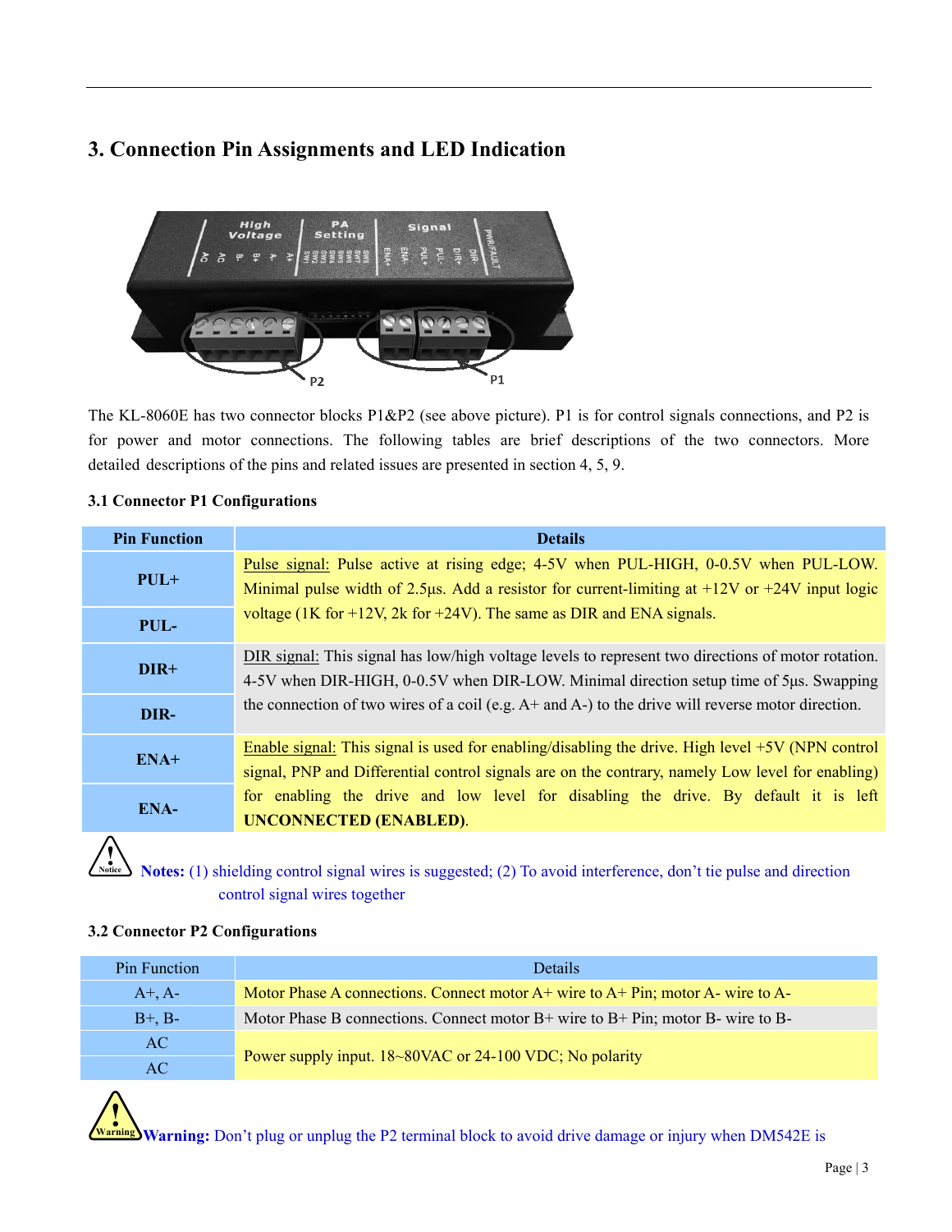## 3. Connection Pin Assignments and LED Indication

The KL-8060E has two connector blocks P1&P2 (see above picture). P1 is for control signals connections, and P2 is for power and motor connections. The following tables are brief descriptions of the two connectors. More detailed descriptions of the pins and related issues are presented in section 4, 5, 9.

### 3.1 Connector P1 Configurations

| Pin Function | Details |
|---|---|
| PUL+ | Pulse signal: Pulse active at rising edge; 4-5V when PUL-HIGH, 0-0.5V when PUL-LOW. Minimal pulse width of 2.5μs. Add a resistor for current-limiting at +12V or +24V input logic voltage (1K for +12V, 2k for +24V). The same as DIR and ENA signals. |
| PUL- | |
| DIR+ | DIR signal: This signal has low/high voltage levels to represent two directions of motor rotation. 4-5V when DIR-HIGH, 0-0.5V when DIR-LOW. Minimal direction setup time of 5μs. Swapping the connection of two wires of a coil (e.g. A+ and A-) to the drive will reverse motor direction. |
| DIR- | |
| ENA+ | Enable signal: This signal is used for enabling/disabling the drive. High level +5V (NPN control signal, PNP and Differential control signals are on the contrary, namely Low level for enabling) for enabling the drive and low level for disabling the drive. By default it is left **UNCONNECTED (ENABLED)**. |
| ENA- | |

**Notes:** (1) shielding control signal wires is suggested; (2) To avoid interference, don't tie pulse and direction control signal wires together

### 3.2 Connector P2 Configurations

| Pin Function | Details |
|---|---|
| A+, A- | Motor Phase A connections. Connect motor A+ wire to A+ Pin; motor A- wire to A- |
| B+, B- | Motor Phase B connections. Connect motor B+ wire to B+ Pin; motor B- wire to B- |
| AC | Power supply input. 18~80VAC or 24-100 VDC; No polarity |
| AC | |

**Warning:** Don't plug or unplug the P2 terminal block to avoid drive damage or injury when DM542E is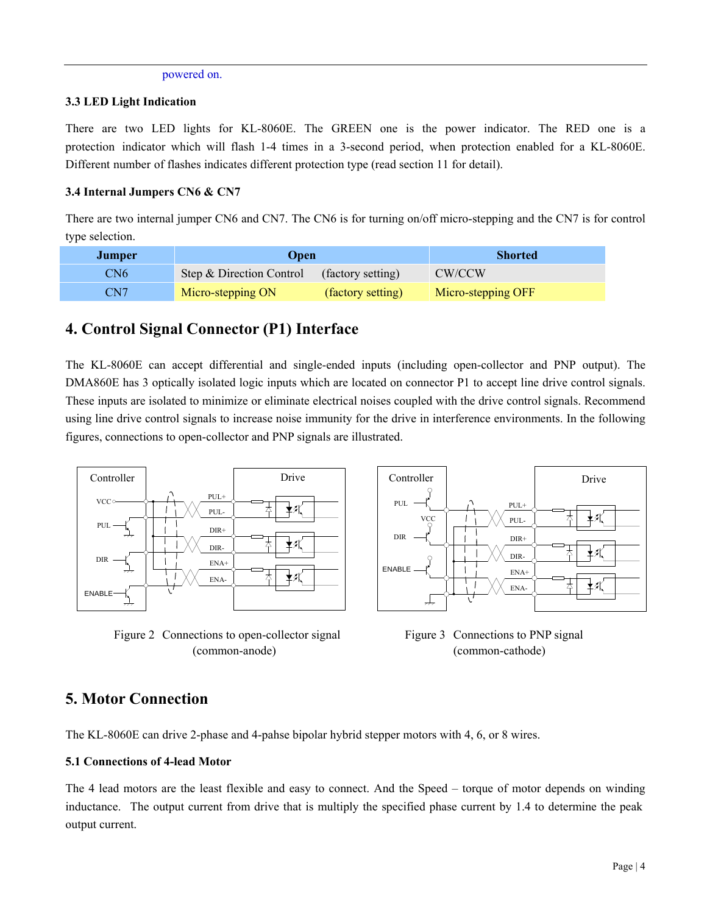powered on.

### 3.3 LED Light Indication

There are two LED lights for KL-8060E. The GREEN one is the power indicator. The RED one is a protection indicator which will flash 1-4 times in a 3-second period, when protection enabled for a KL-8060E. Different number of flashes indicates different protection type (read section 11 for detail).

### 3.4 Internal Jumpers CN6 & CN7

There are two internal jumper CN6 and CN7. The CN6 is for turning on/off micro-stepping and the CN7 is for control type selection.

| Jumper | Open | Shorted |
|---|---|---|
| CN6 | Step & Direction Control (factory setting) | CW/CCW |
| CN7 | Micro-stepping ON (factory setting) | Micro-stepping OFF |

## 4. Control Signal Connector (P1) Interface

The KL-8060E can accept differential and single-ended inputs (including open-collector and PNP output). The DMA860E has 3 optically isolated logic inputs which are located on connector P1 to accept line drive control signals. These inputs are isolated to minimize or eliminate electrical noises coupled with the drive control signals. Recommend using line drive control signals to increase noise immunity for the drive in interference environments. In the following figures, connections to open-collector and PNP signals are illustrated.

Figure 2 Connections to open-collector signal (common-anode)

Figure 3 Connections to PNP signal (common-cathode)

## 5. Motor Connection

The KL-8060E can drive 2-phase and 4-pahse bipolar hybrid stepper motors with 4, 6, or 8 wires.

### 5.1 Connections of 4-lead Motor

The 4 lead motors are the least flexible and easy to connect. And the Speed – torque of motor depends on winding inductance. The output current from drive that is multiply the specified phase current by 1.4 to determine the peak output current.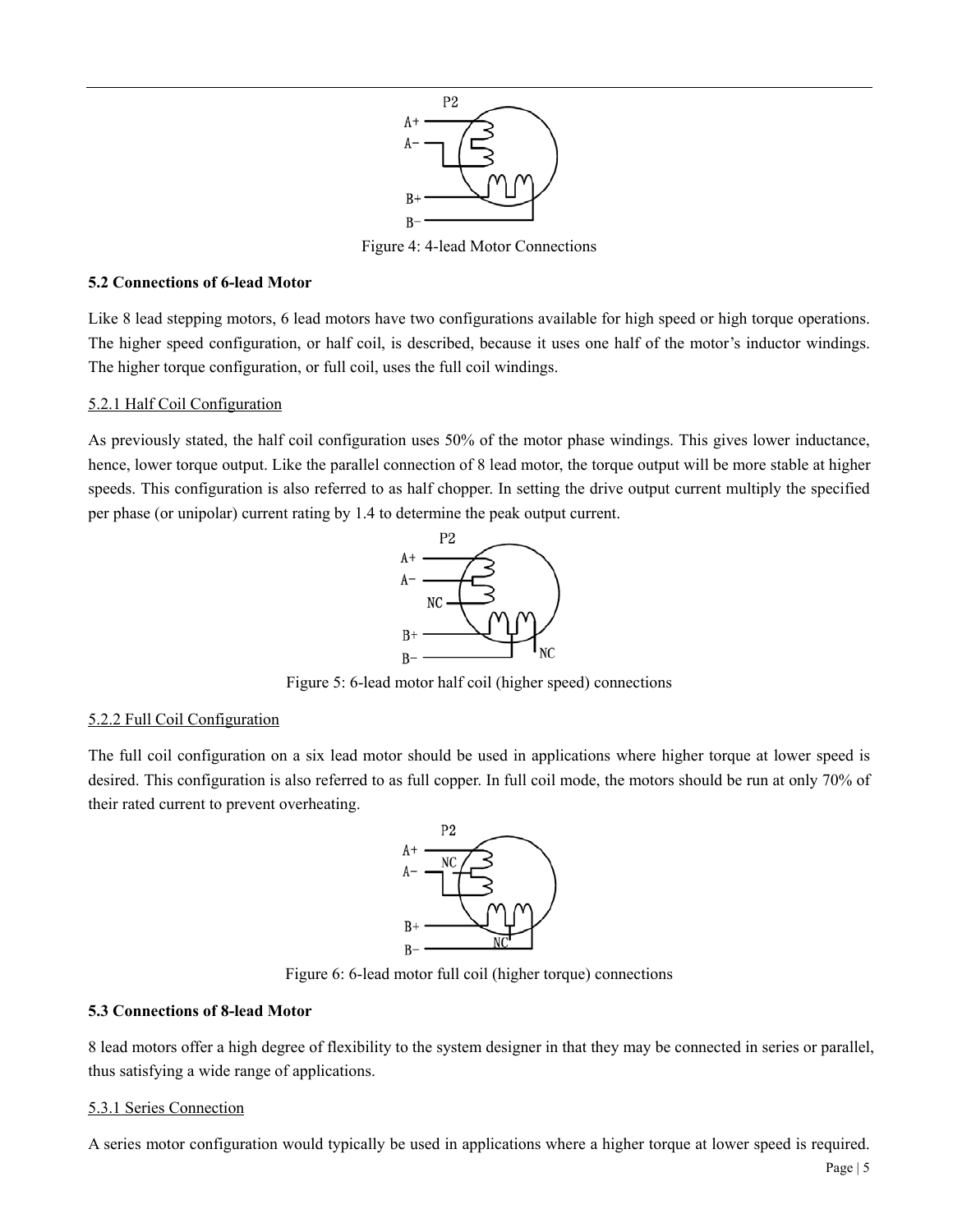Figure 4: 4-lead Motor Connections

**5.2 Connections of 6-lead Motor**

Like 8 lead stepping motors, 6 lead motors have two configurations available for high speed or high torque operations. The higher speed configuration, or half coil, is described, because it uses one half of the motor's inductor windings. The higher torque configuration, or full coil, uses the full coil windings.

5.2.1 Half Coil Configuration

As previously stated, the half coil configuration uses 50% of the motor phase windings. This gives lower inductance, hence, lower torque output. Like the parallel connection of 8 lead motor, the torque output will be more stable at higher speeds. This configuration is also referred to as half chopper. In setting the drive output current multiply the specified per phase (or unipolar) current rating by 1.4 to determine the peak output current.

Figure 5: 6-lead motor half coil (higher speed) connections

5.2.2 Full Coil Configuration

The full coil configuration on a six lead motor should be used in applications where higher torque at lower speed is desired. This configuration is also referred to as full copper. In full coil mode, the motors should be run at only 70% of their rated current to prevent overheating.

Figure 6: 6-lead motor full coil (higher torque) connections

**5.3 Connections of 8-lead Motor**

8 lead motors offer a high degree of flexibility to the system designer in that they may be connected in series or parallel, thus satisfying a wide range of applications.

5.3.1 Series Connection

A series motor configuration would typically be used in applications where a higher torque at lower speed is required.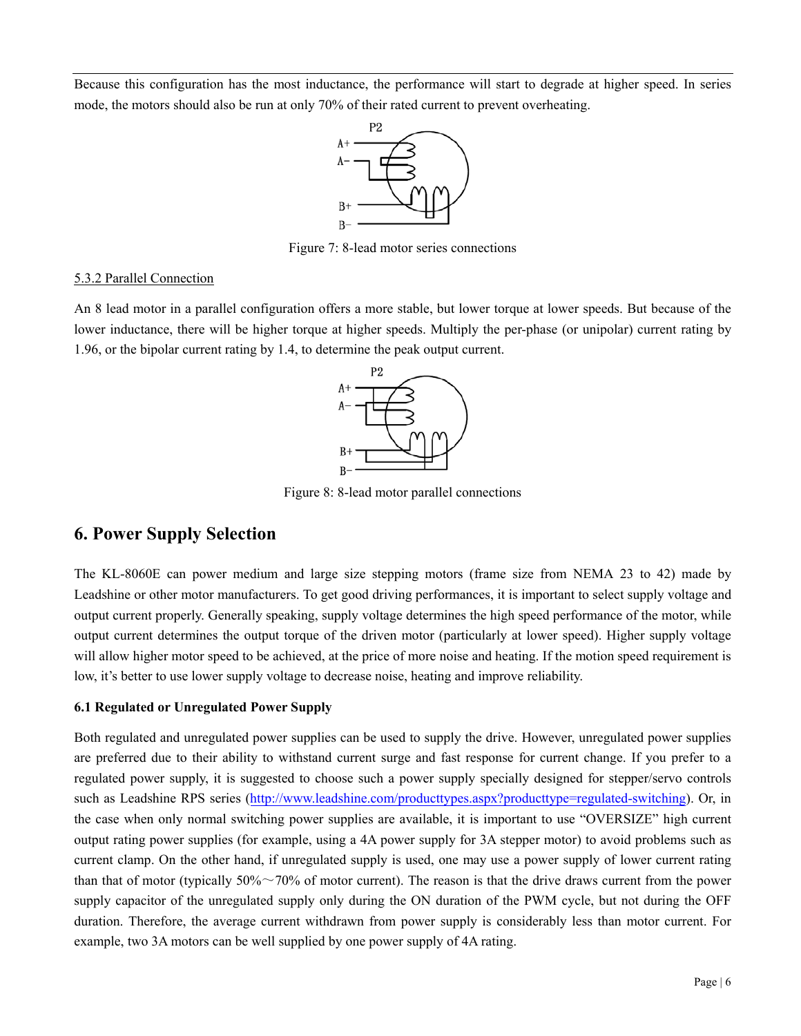Because this configuration has the most inductance, the performance will start to degrade at higher speed. In series mode, the motors should also be run at only 70% of their rated current to prevent overheating.

Figure 7: 8-lead motor series connections

5.3.2 Parallel Connection

An 8 lead motor in a parallel configuration offers a more stable, but lower torque at lower speeds. But because of the lower inductance, there will be higher torque at higher speeds. Multiply the per-phase (or unipolar) current rating by 1.96, or the bipolar current rating by 1.4, to determine the peak output current.

Figure 8: 8-lead motor parallel connections

## 6. Power Supply Selection

The KL-8060E can power medium and large size stepping motors (frame size from NEMA 23 to 42) made by Leadshine or other motor manufacturers. To get good driving performances, it is important to select supply voltage and output current properly. Generally speaking, supply voltage determines the high speed performance of the motor, while output current determines the output torque of the driven motor (particularly at lower speed). Higher supply voltage will allow higher motor speed to be achieved, at the price of more noise and heating. If the motion speed requirement is low, it's better to use lower supply voltage to decrease noise, heating and improve reliability.

### 6.1 Regulated or Unregulated Power Supply

Both regulated and unregulated power supplies can be used to supply the drive. However, unregulated power supplies are preferred due to their ability to withstand current surge and fast response for current change. If you prefer to a regulated power supply, it is suggested to choose such a power supply specially designed for stepper/servo controls such as Leadshine RPS series (http://www.leadshine.com/producttypes.aspx?producttype=regulated-switching). Or, in the case when only normal switching power supplies are available, it is important to use "OVERSIZE" high current output rating power supplies (for example, using a 4A power supply for 3A stepper motor) to avoid problems such as current clamp. On the other hand, if unregulated supply is used, one may use a power supply of lower current rating than that of motor (typically 50%～70% of motor current). The reason is that the drive draws current from the power supply capacitor of the unregulated supply only during the ON duration of the PWM cycle, but not during the OFF duration. Therefore, the average current withdrawn from power supply is considerably less than motor current. For example, two 3A motors can be well supplied by one power supply of 4A rating.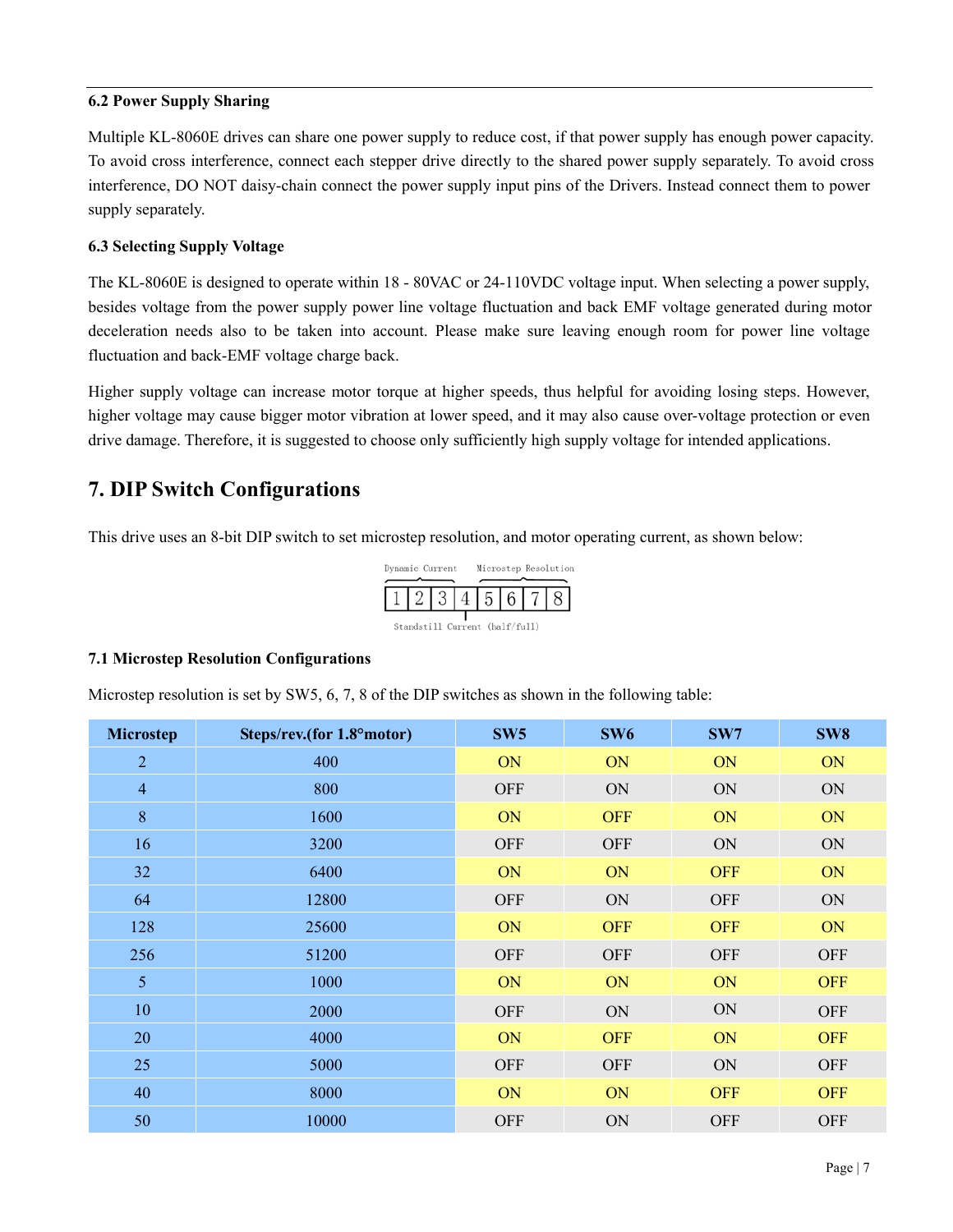### 6.2 Power Supply Sharing

Multiple KL-8060E drives can share one power supply to reduce cost, if that power supply has enough power capacity. To avoid cross interference, connect each stepper drive directly to the shared power supply separately. To avoid cross interference, DO NOT daisy-chain connect the power supply input pins of the Drivers. Instead connect them to power supply separately.

### 6.3 Selecting Supply Voltage

The KL-8060E is designed to operate within 18 - 80VAC or 24-110VDC voltage input. When selecting a power supply, besides voltage from the power supply power line voltage fluctuation and back EMF voltage generated during motor deceleration needs also to be taken into account. Please make sure leaving enough room for power line voltage fluctuation and back-EMF voltage charge back.

Higher supply voltage can increase motor torque at higher speeds, thus helpful for avoiding losing steps. However, higher voltage may cause bigger motor vibration at lower speed, and it may also cause over-voltage protection or even drive damage. Therefore, it is suggested to choose only sufficiently high supply voltage for intended applications.

## 7. DIP Switch Configurations

This drive uses an 8-bit DIP switch to set microstep resolution, and motor operating current, as shown below:

Dynamic Current (1 2 3) | 4: Standstill Current (half/full) | Microstep Resolution (5 6 7 8)

### 7.1 Microstep Resolution Configurations

Microstep resolution is set by SW5, 6, 7, 8 of the DIP switches as shown in the following table:

| Microstep | Steps/rev.(for 1.8°motor) | SW5 | SW6 | SW7 | SW8 |
|---|---|---|---|---|---|
| 2 | 400 | ON | ON | ON | ON |
| 4 | 800 | OFF | ON | ON | ON |
| 8 | 1600 | ON | OFF | ON | ON |
| 16 | 3200 | OFF | OFF | ON | ON |
| 32 | 6400 | ON | ON | OFF | ON |
| 64 | 12800 | OFF | ON | OFF | ON |
| 128 | 25600 | ON | OFF | OFF | ON |
| 256 | 51200 | OFF | OFF | OFF | OFF |
| 5 | 1000 | ON | ON | ON | OFF |
| 10 | 2000 | OFF | ON | ON | OFF |
| 20 | 4000 | ON | OFF | ON | OFF |
| 25 | 5000 | OFF | OFF | ON | OFF |
| 40 | 8000 | ON | ON | OFF | OFF |
| 50 | 10000 | OFF | ON | OFF | OFF |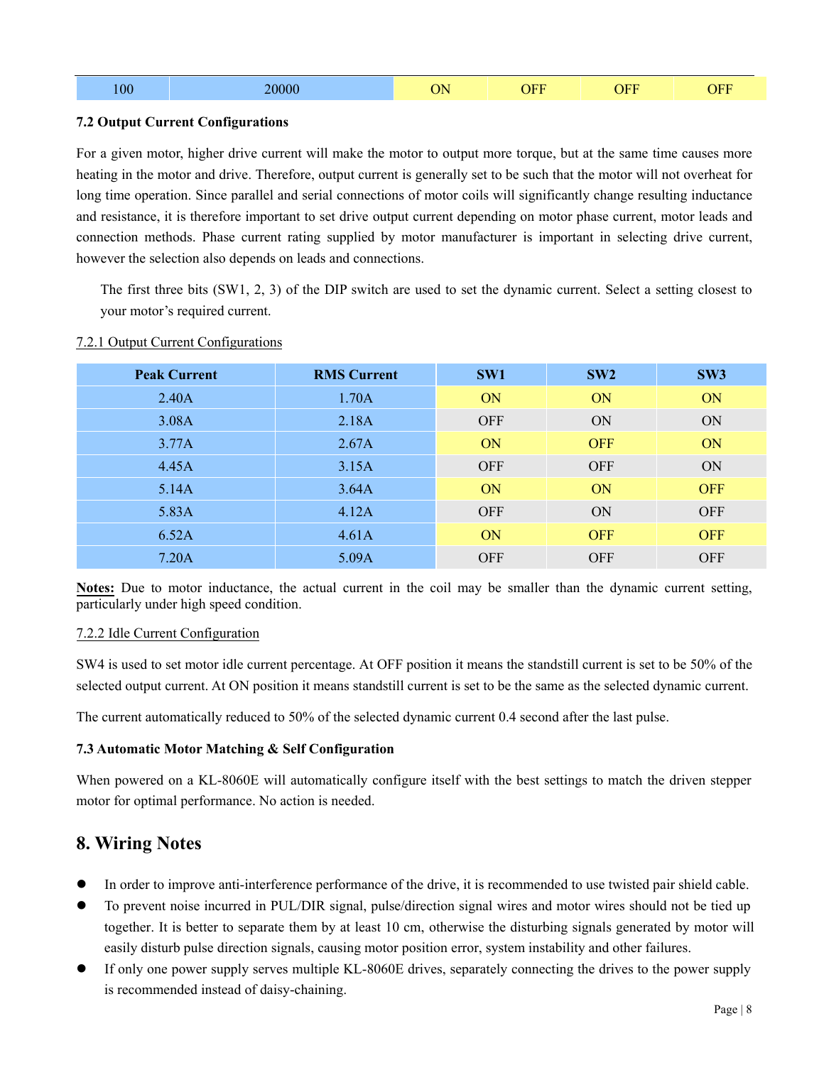| 100 | 20000 | ON | OFF | OFF | OFF |
|---|---|---|---|---|---|

**7.2 Output Current Configurations**

For a given motor, higher drive current will make the motor to output more torque, but at the same time causes more heating in the motor and drive. Therefore, output current is generally set to be such that the motor will not overheat for long time operation. Since parallel and serial connections of motor coils will significantly change resulting inductance and resistance, it is therefore important to set drive output current depending on motor phase current, motor leads and connection methods. Phase current rating supplied by motor manufacturer is important in selecting drive current, however the selection also depends on leads and connections.

The first three bits (SW1, 2, 3) of the DIP switch are used to set the dynamic current. Select a setting closest to your motor's required current.

7.2.1 Output Current Configurations

| Peak Current | RMS Current | SW1 | SW2 | SW3 |
|---|---|---|---|---|
| 2.40A | 1.70A | ON | ON | ON |
| 3.08A | 2.18A | OFF | ON | ON |
| 3.77A | 2.67A | ON | OFF | ON |
| 4.45A | 3.15A | OFF | OFF | ON |
| 5.14A | 3.64A | ON | ON | OFF |
| 5.83A | 4.12A | OFF | ON | OFF |
| 6.52A | 4.61A | ON | OFF | OFF |
| 7.20A | 5.09A | OFF | OFF | OFF |

**Notes:** Due to motor inductance, the actual current in the coil may be smaller than the dynamic current setting, particularly under high speed condition.

7.2.2 Idle Current Configuration

SW4 is used to set motor idle current percentage. At OFF position it means the standstill current is set to be 50% of the selected output current. At ON position it means standstill current is set to be the same as the selected dynamic current.

The current automatically reduced to 50% of the selected dynamic current 0.4 second after the last pulse.

**7.3 Automatic Motor Matching & Self Configuration**

When powered on a KL-8060E will automatically configure itself with the best settings to match the driven stepper motor for optimal performance. No action is needed.

## 8. Wiring Notes

- In order to improve anti-interference performance of the drive, it is recommended to use twisted pair shield cable.
- To prevent noise incurred in PUL/DIR signal, pulse/direction signal wires and motor wires should not be tied up together. It is better to separate them by at least 10 cm, otherwise the disturbing signals generated by motor will easily disturb pulse direction signals, causing motor position error, system instability and other failures.
- If only one power supply serves multiple KL-8060E drives, separately connecting the drives to the power supply is recommended instead of daisy-chaining.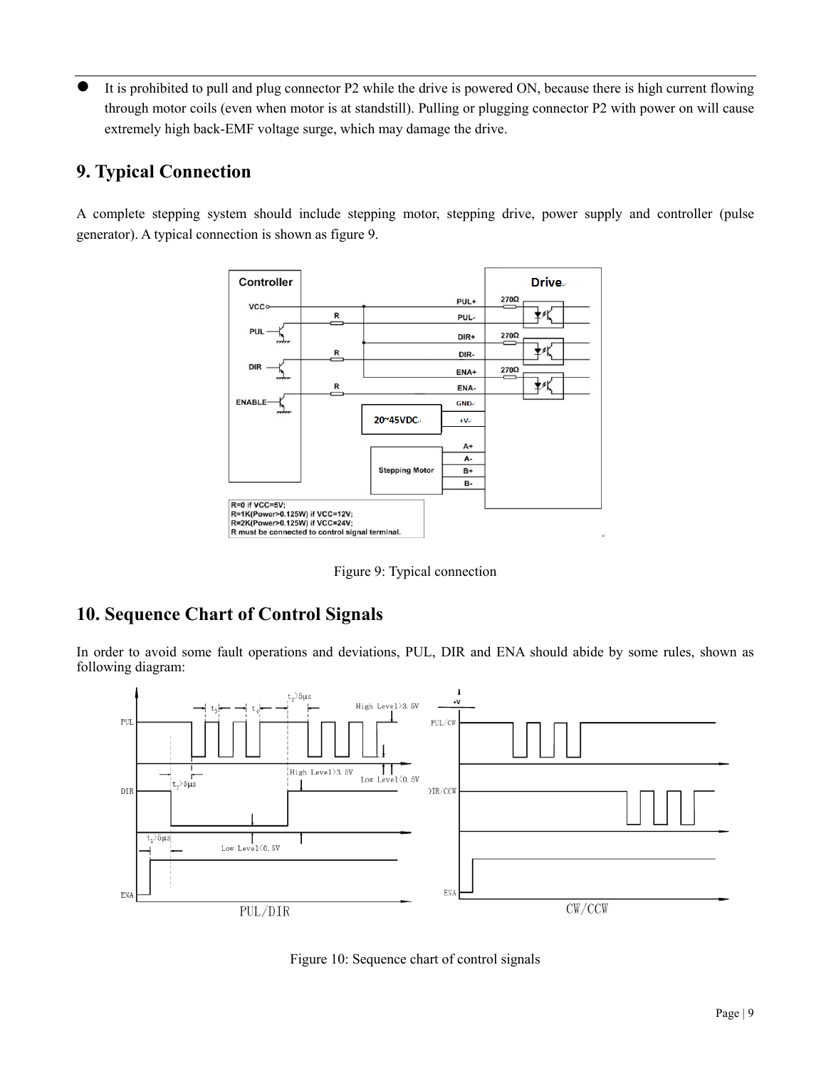- It is prohibited to pull and plug connector P2 while the drive is powered ON, because there is high current flowing through motor coils (even when motor is at standstill). Pulling or plugging connector P2 with power on will cause extremely high back-EMF voltage surge, which may damage the drive.

## 9. Typical Connection

A complete stepping system should include stepping motor, stepping drive, power supply and controller (pulse generator). A typical connection is shown as figure 9.

Figure 9: Typical connection

## 10. Sequence Chart of Control Signals

In order to avoid some fault operations and deviations, PUL, DIR and ENA should abide by some rules, shown as following diagram:

Figure 10: Sequence chart of control signals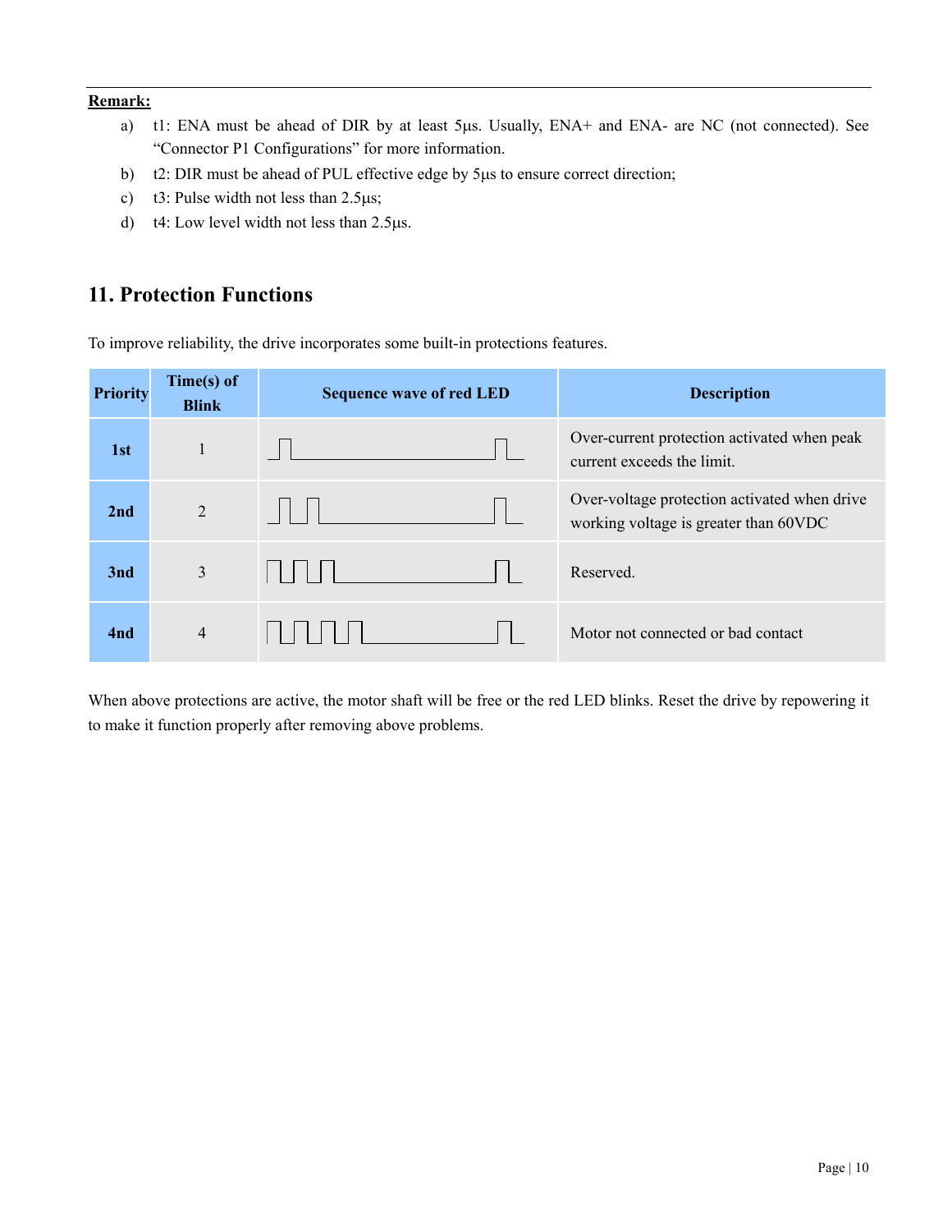**Remark:**

a) t1: ENA must be ahead of DIR by at least 5μs. Usually, ENA+ and ENA- are NC (not connected). See "Connector P1 Configurations" for more information.

b) t2: DIR must be ahead of PUL effective edge by 5μs to ensure correct direction;

c) t3: Pulse width not less than 2.5μs;

d) t4: Low level width not less than 2.5μs.

## 11. Protection Functions

To improve reliability, the drive incorporates some built-in protections features.

| Priority | Time(s) of Blink | Sequence wave of red LED | Description |
|---|---|---|---|
| **1st** | 1 | | Over-current protection activated when peak current exceeds the limit. |
| **2nd** | 2 | | Over-voltage protection activated when drive working voltage is greater than 60VDC |
| **3nd** | 3 | | Reserved. |
| **4nd** | 4 | | Motor not connected or bad contact |

When above protections are active, the motor shaft will be free or the red LED blinks. Reset the drive by repowering it to make it function properly after removing above problems.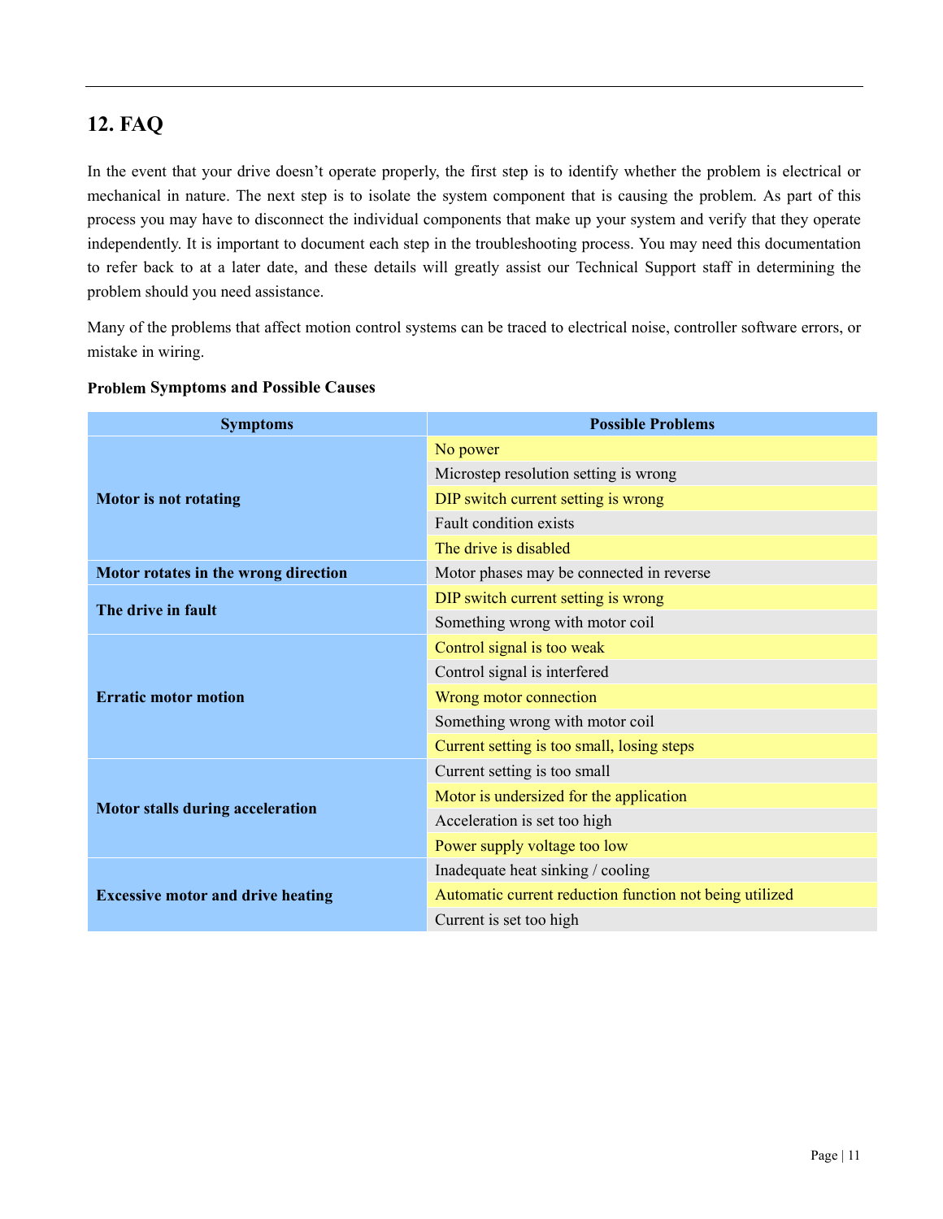## 12. FAQ

In the event that your drive doesn't operate properly, the first step is to identify whether the problem is electrical or mechanical in nature. The next step is to isolate the system component that is causing the problem. As part of this process you may have to disconnect the individual components that make up your system and verify that they operate independently. It is important to document each step in the troubleshooting process. You may need this documentation to refer back to at a later date, and these details will greatly assist our Technical Support staff in determining the problem should you need assistance.

Many of the problems that affect motion control systems can be traced to electrical noise, controller software errors, or mistake in wiring.

**Problem Symptoms and Possible Causes**

| Symptoms | Possible Problems |
|---|---|
| **Motor is not rotating** | No power |
| | Microstep resolution setting is wrong |
| | DIP switch current setting is wrong |
| | Fault condition exists |
| | The drive is disabled |
| **Motor rotates in the wrong direction** | Motor phases may be connected in reverse |
| **The drive in fault** | DIP switch current setting is wrong |
| | Something wrong with motor coil |
| **Erratic motor motion** | Control signal is too weak |
| | Control signal is interfered |
| | Wrong motor connection |
| | Something wrong with motor coil |
| | Current setting is too small, losing steps |
| **Motor stalls during acceleration** | Current setting is too small |
| | Motor is undersized for the application |
| | Acceleration is set too high |
| | Power supply voltage too low |
| **Excessive motor and drive heating** | Inadequate heat sinking / cooling |
| | Automatic current reduction function not being utilized |
| | Current is set too high |